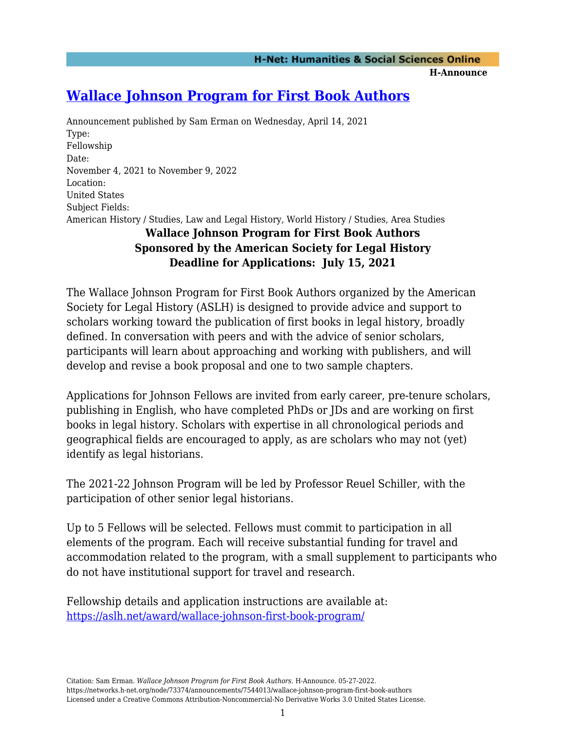# [Wallace Johnson Program for First Book Authors](https://networks.h-net.org/node/73374/announcements/7544013/wallace-johnson-program-first-book-authors)

Announcement published by Sam Erman on Wednesday, April 14, 2021

Type:
Fellowship

Date:
November 4, 2021 to November 9, 2022

Location:
United States

Subject Fields:
American History / Studies, Law and Legal History, World History / Studies, Area Studies

**Wallace Johnson Program for First Book Authors**
**Sponsored by the American Society for Legal History**
**Deadline for Applications: July 15, 2021**

The Wallace Johnson Program for First Book Authors organized by the American Society for Legal History (ASLH) is designed to provide advice and support to scholars working toward the publication of first books in legal history, broadly defined. In conversation with peers and with the advice of senior scholars, participants will learn about approaching and working with publishers, and will develop and revise a book proposal and one to two sample chapters.

Applications for Johnson Fellows are invited from early career, pre-tenure scholars, publishing in English, who have completed PhDs or JDs and are working on first books in legal history. Scholars with expertise in all chronological periods and geographical fields are encouraged to apply, as are scholars who may not (yet) identify as legal historians.

The 2021-22 Johnson Program will be led by Professor Reuel Schiller, with the participation of other senior legal historians.

Up to 5 Fellows will be selected. Fellows must commit to participation in all elements of the program. Each will receive substantial funding for travel and accommodation related to the program, with a small supplement to participants who do not have institutional support for travel and research.

Fellowship details and application instructions are available at:
[https://aslh.net/award/wallace-johnson-first-book-program/](https://aslh.net/award/wallace-johnson-first-book-program/)

Citation: Sam Erman. *Wallace Johnson Program for First Book Authors*. H-Announce. 05-27-2022.
https://networks.h-net.org/node/73374/announcements/7544013/wallace-johnson-program-first-book-authors
Licensed under a Creative Commons Attribution-Noncommercial-No Derivative Works 3.0 United States License.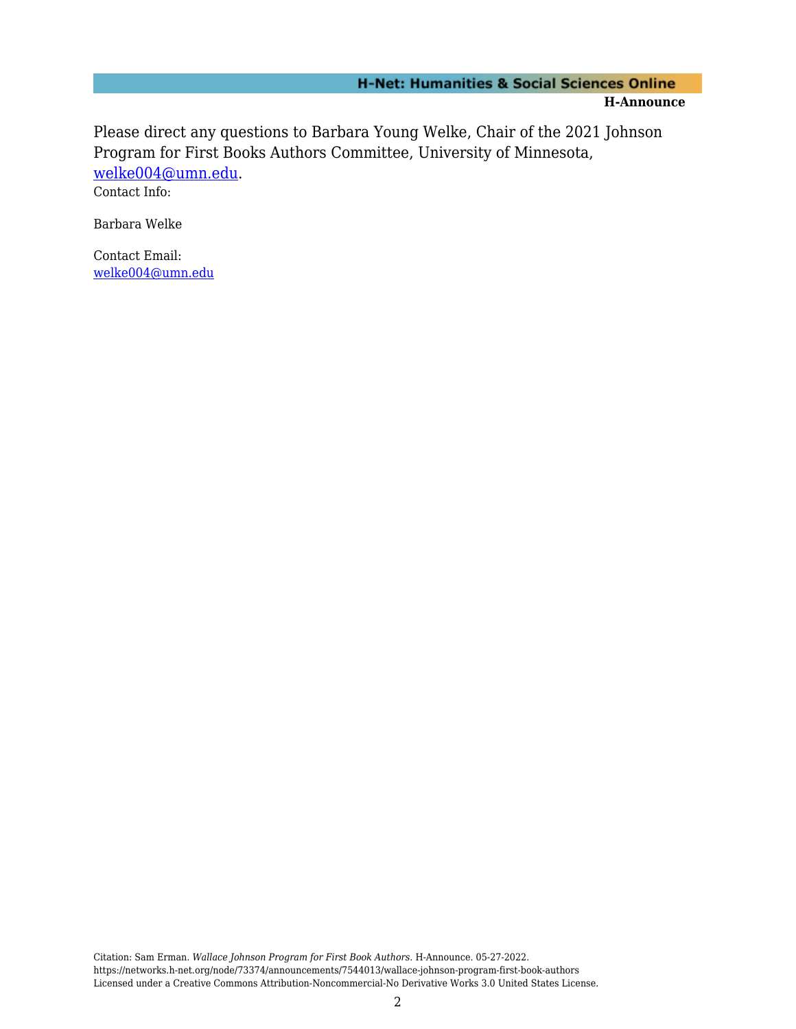Please direct any questions to Barbara Young Welke, Chair of the 2021 Johnson Program for First Books Authors Committee, University of Minnesota, welke004@umn.edu.

Contact Info:

Barbara Welke

Contact Email:
welke004@umn.edu

Citation: Sam Erman. *Wallace Johnson Program for First Book Authors*. H-Announce. 05-27-2022.
https://networks.h-net.org/node/73374/announcements/7544013/wallace-johnson-program-first-book-authors
Licensed under a Creative Commons Attribution-Noncommercial-No Derivative Works 3.0 United States License.